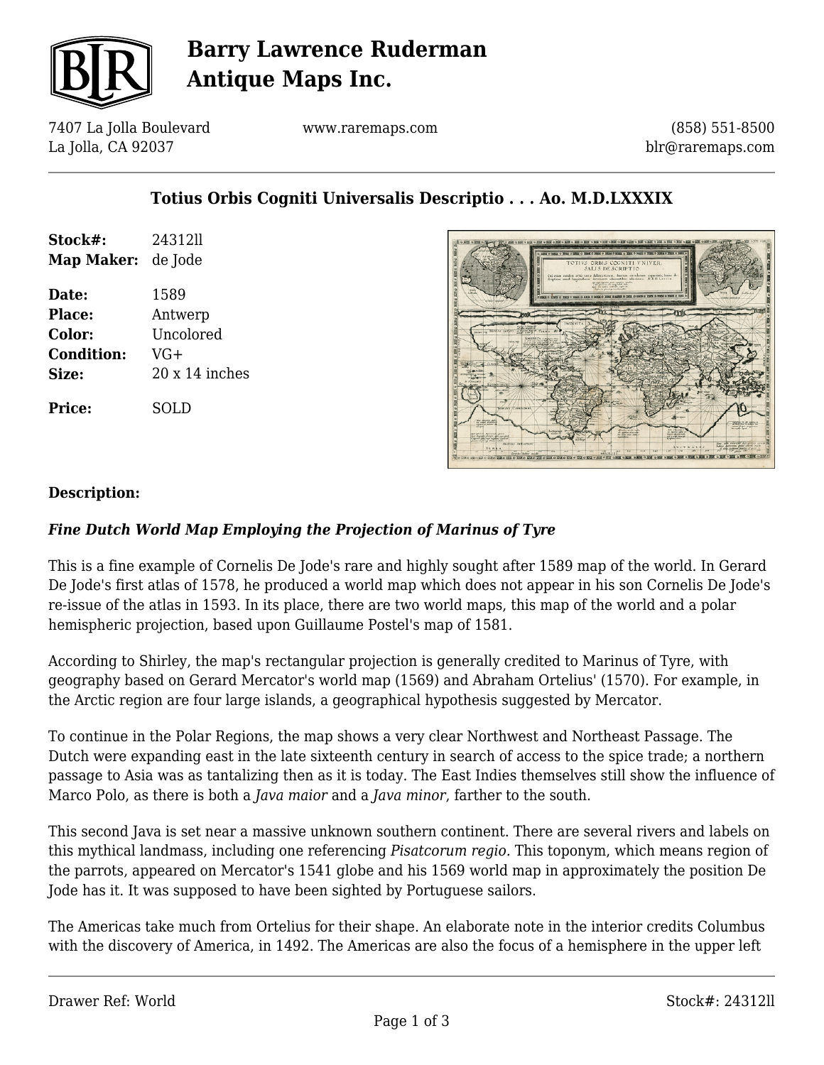# Barry Lawrence Ruderman Antique Maps Inc.

7407 La Jolla Boulevard
La Jolla, CA 92037

www.raremaps.com

(858) 551-8500
blr@raremaps.com

## Totius Orbis Cogniti Universalis Descriptio . . . Ao. M.D.LXXXIX

| | |
|---|---|
| **Stock#:** | 24312ll |
| **Map Maker:** | de Jode |
| **Date:** | 1589 |
| **Place:** | Antwerp |
| **Color:** | Uncolored |
| **Condition:** | VG+ |
| **Size:** | 20 x 14 inches |
| **Price:** | SOLD |

**Description:**

***Fine Dutch World Map Employing the Projection of Marinus of Tyre***

This is a fine example of Cornelis De Jode's rare and highly sought after 1589 map of the world. In Gerard De Jode's first atlas of 1578, he produced a world map which does not appear in his son Cornelis De Jode's re-issue of the atlas in 1593. In its place, there are two world maps, this map of the world and a polar hemispheric projection, based upon Guillaume Postel's map of 1581.

According to Shirley, the map's rectangular projection is generally credited to Marinus of Tyre, with geography based on Gerard Mercator's world map (1569) and Abraham Ortelius' (1570). For example, in the Arctic region are four large islands, a geographical hypothesis suggested by Mercator.

To continue in the Polar Regions, the map shows a very clear Northwest and Northeast Passage. The Dutch were expanding east in the late sixteenth century in search of access to the spice trade; a northern passage to Asia was as tantalizing then as it is today. The East Indies themselves still show the influence of Marco Polo, as there is both a *Java maior* and a *Java minor*, farther to the south.

This second Java is set near a massive unknown southern continent. There are several rivers and labels on this mythical landmass, including one referencing *Pisatcorum regio*. This toponym, which means region of the parrots, appeared on Mercator's 1541 globe and his 1569 world map in approximately the position De Jode has it. It was supposed to have been sighted by Portuguese sailors.

The Americas take much from Ortelius for their shape. An elaborate note in the interior credits Columbus with the discovery of America, in 1492. The Americas are also the focus of a hemisphere in the upper left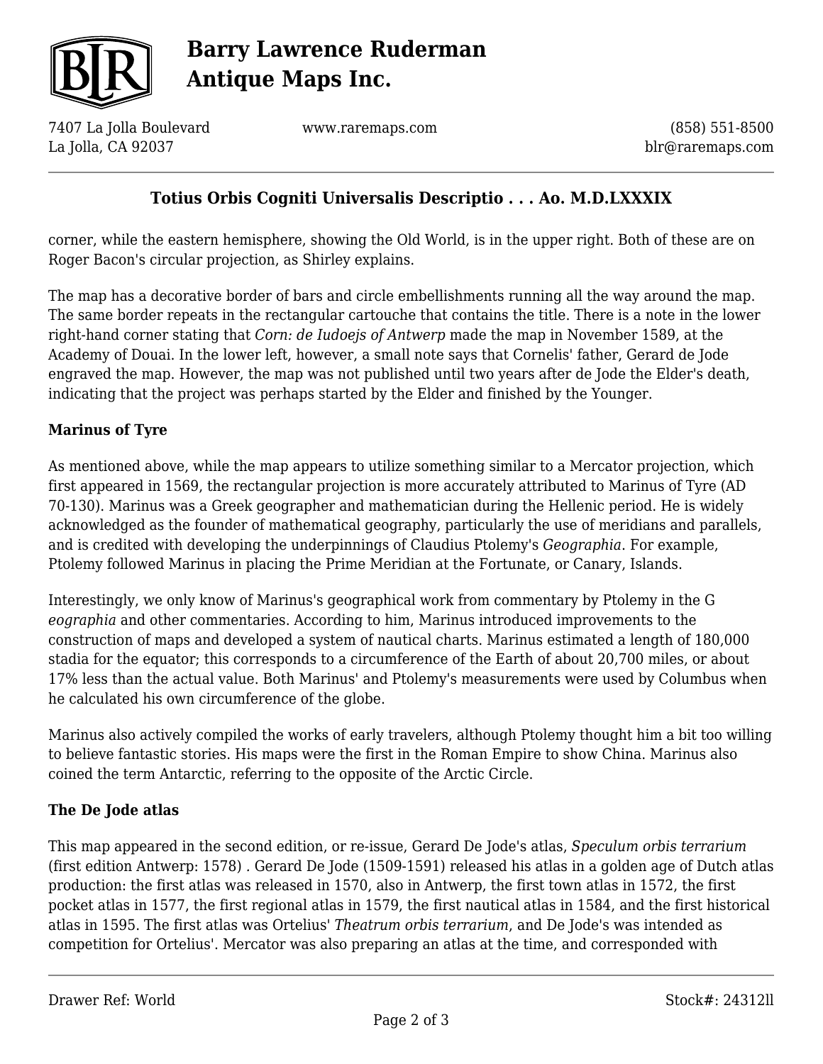corner, while the eastern hemisphere, showing the Old World, is in the upper right. Both of these are on Roger Bacon's circular projection, as Shirley explains.

The map has a decorative border of bars and circle embellishments running all the way around the map. The same border repeats in the rectangular cartouche that contains the title. There is a note in the lower right-hand corner stating that *Corn: de Iudoejs of Antwerp* made the map in November 1589, at the Academy of Douai. In the lower left, however, a small note says that Cornelis' father, Gerard de Jode engraved the map. However, the map was not published until two years after de Jode the Elder's death, indicating that the project was perhaps started by the Elder and finished by the Younger.

**Marinus of Tyre**

As mentioned above, while the map appears to utilize something similar to a Mercator projection, which first appeared in 1569, the rectangular projection is more accurately attributed to Marinus of Tyre (AD 70-130). Marinus was a Greek geographer and mathematician during the Hellenic period. He is widely acknowledged as the founder of mathematical geography, particularly the use of meridians and parallels, and is credited with developing the underpinnings of Claudius Ptolemy's *Geographia*. For example, Ptolemy followed Marinus in placing the Prime Meridian at the Fortunate, or Canary, Islands.

Interestingly, we only know of Marinus's geographical work from commentary by Ptolemy in the G *eographia* and other commentaries. According to him, Marinus introduced improvements to the construction of maps and developed a system of nautical charts. Marinus estimated a length of 180,000 stadia for the equator; this corresponds to a circumference of the Earth of about 20,700 miles, or about 17% less than the actual value. Both Marinus' and Ptolemy's measurements were used by Columbus when he calculated his own circumference of the globe.

Marinus also actively compiled the works of early travelers, although Ptolemy thought him a bit too willing to believe fantastic stories. His maps were the first in the Roman Empire to show China. Marinus also coined the term Antarctic, referring to the opposite of the Arctic Circle.

**The De Jode atlas**

This map appeared in the second edition, or re-issue, Gerard De Jode's atlas, *Speculum orbis terrarium* (first edition Antwerp: 1578) . Gerard De Jode (1509-1591) released his atlas in a golden age of Dutch atlas production: the first atlas was released in 1570, also in Antwerp, the first town atlas in 1572, the first pocket atlas in 1577, the first regional atlas in 1579, the first nautical atlas in 1584, and the first historical atlas in 1595. The first atlas was Ortelius' *Theatrum orbis terrarium*, and De Jode's was intended as competition for Ortelius'. Mercator was also preparing an atlas at the time, and corresponded with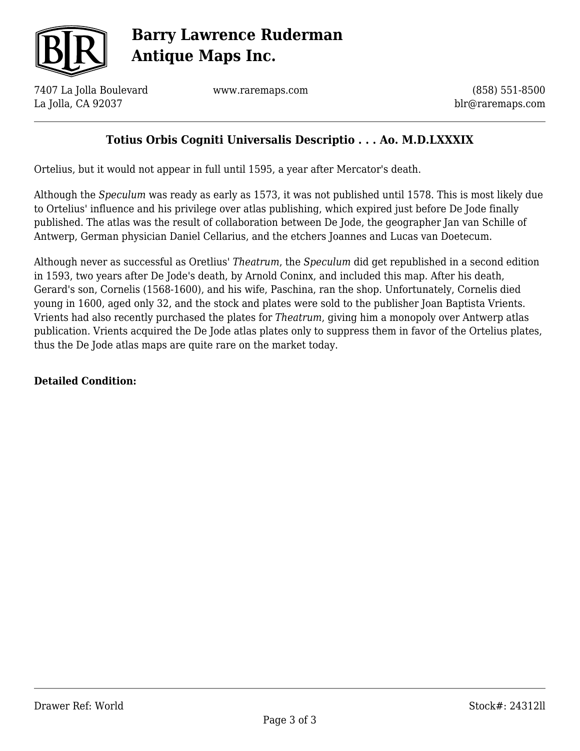## Totius Orbis Cogniti Universalis Descriptio . . . Ao. M.D.LXXXIX

Ortelius, but it would not appear in full until 1595, a year after Mercator's death.

Although the *Speculum* was ready as early as 1573, it was not published until 1578. This is most likely due to Ortelius' influence and his privilege over atlas publishing, which expired just before De Jode finally published. The atlas was the result of collaboration between De Jode, the geographer Jan van Schille of Antwerp, German physician Daniel Cellarius, and the etchers Joannes and Lucas van Doetecum.

Although never as successful as Oretlius' *Theatrum*, the *Speculum* did get republished in a second edition in 1593, two years after De Jode's death, by Arnold Coninx, and included this map. After his death, Gerard's son, Cornelis (1568-1600), and his wife, Paschina, ran the shop. Unfortunately, Cornelis died young in 1600, aged only 32, and the stock and plates were sold to the publisher Joan Baptista Vrients. Vrients had also recently purchased the plates for *Theatrum*, giving him a monopoly over Antwerp atlas publication. Vrients acquired the De Jode atlas plates only to suppress them in favor of the Ortelius plates, thus the De Jode atlas maps are quite rare on the market today.

**Detailed Condition:**